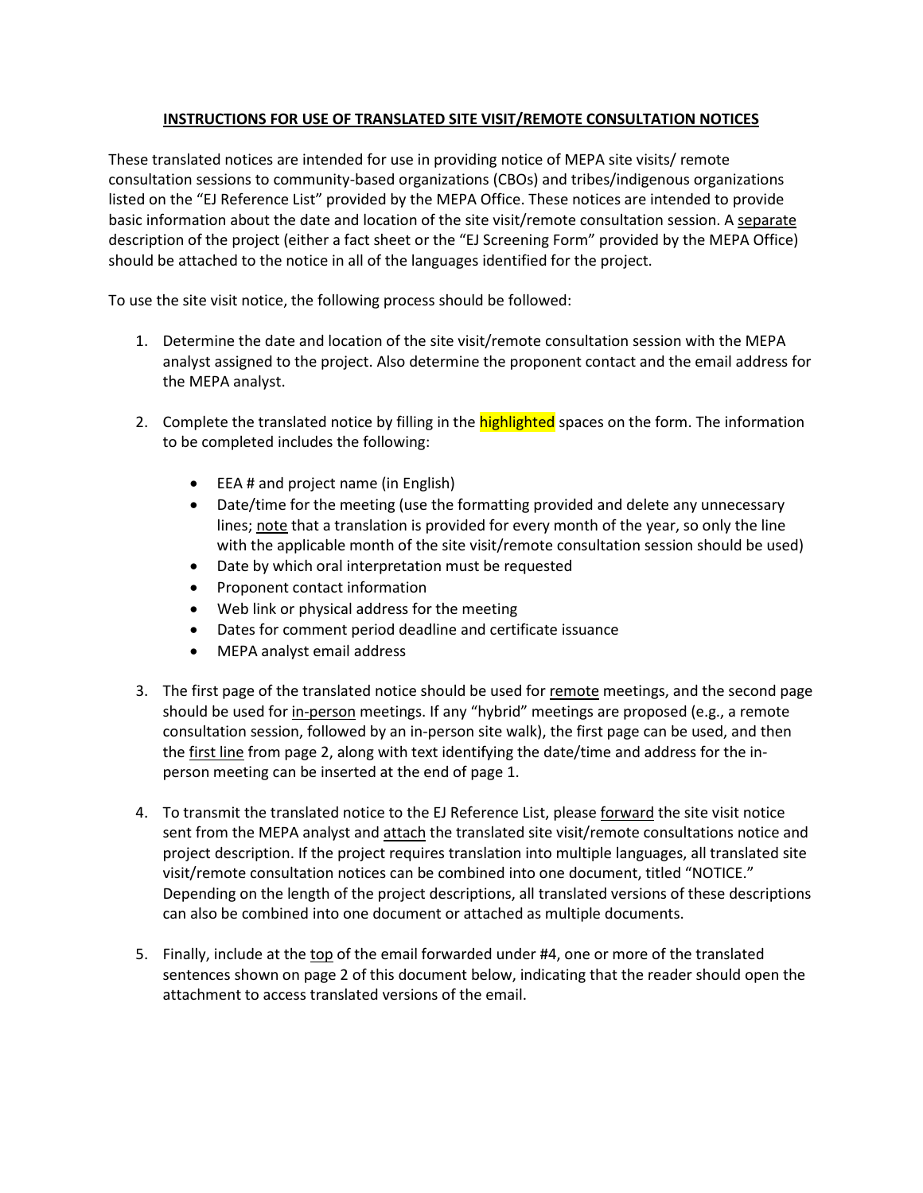# INSTRUCTIONS FOR USE OF TRANSLATED SITE VISIT/REMOTE CONSULTATION NOTICES

These translated notices are intended for use in providing notice of MEPA site visits/ remote consultation sessions to community-based organizations (CBOs) and tribes/indigenous organizations listed on the "EJ Reference List" provided by the MEPA Office. These notices are intended to provide basic information about the date and location of the site visit/remote consultation session. A separate description of the project (either a fact sheet or the "EJ Screening Form" provided by the MEPA Office) should be attached to the notice in all of the languages identified for the project.

To use the site visit notice, the following process should be followed:

1. Determine the date and location of the site visit/remote consultation session with the MEPA analyst assigned to the project. Also determine the proponent contact and the email address for the MEPA analyst.

2. Complete the translated notice by filling in the highlighted spaces on the form. The information to be completed includes the following:

   - EEA # and project name (in English)
   - Date/time for the meeting (use the formatting provided and delete any unnecessary lines; note that a translation is provided for every month of the year, so only the line with the applicable month of the site visit/remote consultation session should be used)
   - Date by which oral interpretation must be requested
   - Proponent contact information
   - Web link or physical address for the meeting
   - Dates for comment period deadline and certificate issuance
   - MEPA analyst email address

3. The first page of the translated notice should be used for remote meetings, and the second page should be used for in-person meetings. If any "hybrid" meetings are proposed (e.g., a remote consultation session, followed by an in-person site walk), the first page can be used, and then the first line from page 2, along with text identifying the date/time and address for the in-person meeting can be inserted at the end of page 1.

4. To transmit the translated notice to the EJ Reference List, please forward the site visit notice sent from the MEPA analyst and attach the translated site visit/remote consultations notice and project description. If the project requires translation into multiple languages, all translated site visit/remote consultation notices can be combined into one document, titled "NOTICE." Depending on the length of the project descriptions, all translated versions of these descriptions can also be combined into one document or attached as multiple documents.

5. Finally, include at the top of the email forwarded under #4, one or more of the translated sentences shown on page 2 of this document below, indicating that the reader should open the attachment to access translated versions of the email.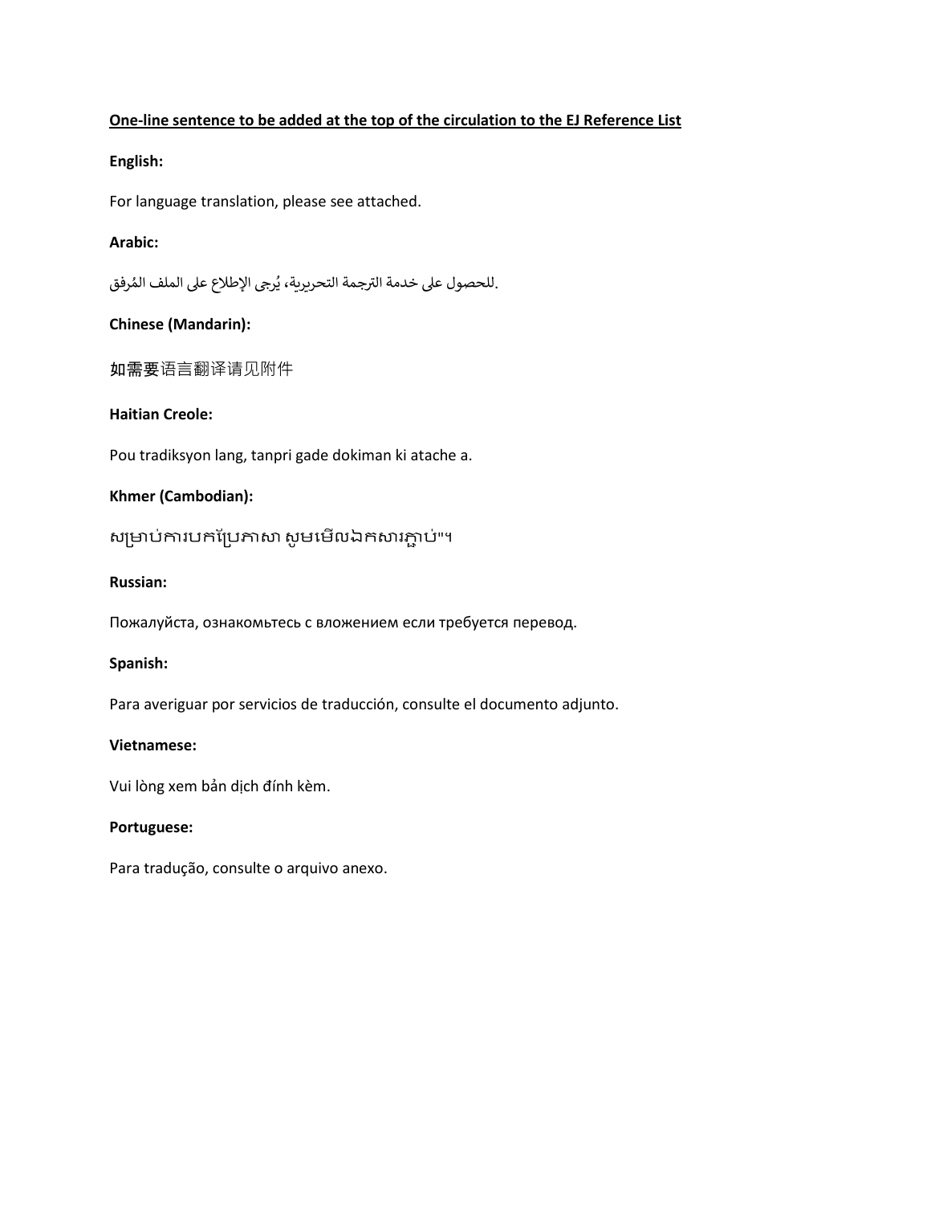**One-line sentence to be added at the top of the circulation to the EJ Reference List**

**English:**

For language translation, please see attached.

**Arabic:**

للحصول على خدمة الترجمة التحريرية، يُرجى الإطلاع على الملف المُرفق.

**Chinese (Mandarin):**

如需要语言翻译请见附件

**Haitian Creole:**

Pou tradiksyon lang, tanpri gade dokiman ki atache a.

**Khmer (Cambodian):**

សម្រាប់ការបកប្រែភាសា សូមមើលឯកសារភ្ជាប់"។

**Russian:**

Пожалуйста, ознакомьтесь с вложением если требуется перевод.

**Spanish:**

Para averiguar por servicios de traducción, consulte el documento adjunto.

**Vietnamese:**

Vui lòng xem bản dịch đính kèm.

**Portuguese:**

Para tradução, consulte o arquivo anexo.